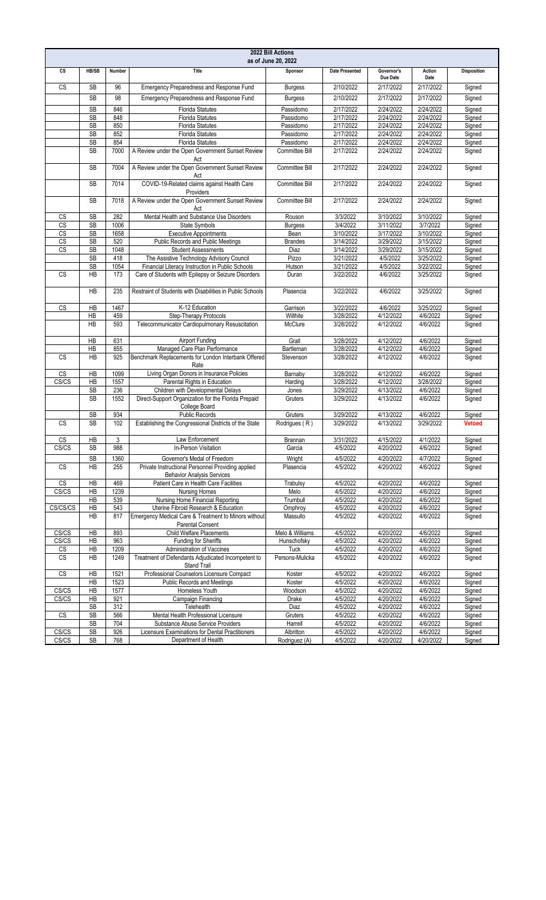# 2022 Bill Actions

as of June 20, 2022

| CS | HB/SB | Number | Title | Sponsor | Date Presented | Governor's Due Date | Action Date | Disposition |
|---|---|---|---|---|---|---|---|---|
| CS | SB | 96 | Emergency Preparedness and Response Fund | Burgess | 2/10/2022 | 2/17/2022 | 2/17/2022 | Signed |
| | SB | 98 | Emergency Preparedness and Response Fund | Burgess | 2/10/2022 | 2/17/2022 | 2/17/2022 | Signed |
| | SB | 846 | Florida Statutes | Passidomo | 2/17/2022 | 2/24/2022 | 2/24/2022 | Signed |
| | SB | 848 | Florida Statutes | Passidomo | 2/17/2022 | 2/24/2022 | 2/24/2022 | Signed |
| | SB | 850 | Florida Statutes | Passidomo | 2/17/2022 | 2/24/2022 | 2/24/2022 | Signed |
| | SB | 852 | Florida Statutes | Passidomo | 2/17/2022 | 2/24/2022 | 2/24/2022 | Signed |
| | SB | 854 | Florida Statutes | Passidomo | 2/17/2022 | 2/24/2022 | 2/24/2022 | Signed |
| | SB | 7000 | A Review under the Open Government Sunset Review Act | Committee Bill | 2/17/2022 | 2/24/2022 | 2/24/2022 | Signed |
| | SB | 7004 | A Review under the Open Government Sunset Review Act | Committee Bill | 2/17/2022 | 2/24/2022 | 2/24/2022 | Signed |
| | SB | 7014 | COVID-19-Related claims against Health Care Providers | Committee Bill | 2/17/2022 | 2/24/2022 | 2/24/2022 | Signed |
| | SB | 7018 | A Review under the Open Government Sunset Review Act | Committee Bill | 2/17/2022 | 2/24/2022 | 2/24/2022 | Signed |
| CS | SB | 282 | Mental Health and Substance Use Disorders | Rouson | 3/3/2022 | 3/10/2022 | 3/10/2022 | Signed |
| CS | SB | 1006 | State Symbols | Burgess | 3/4/2022 | 3/11/2022 | 3/7/2022 | Signed |
| CS | SB | 1658 | Executive Appointments | Bean | 3/10/2022 | 3/17/2022 | 3/10/2022 | Signed |
| CS | SB | 520 | Public Records and Public Meetings | Brandes | 3/14/2022 | 3/29/2022 | 3/15/2022 | Signed |
| CS | SB | 1048 | Student Assessments | Diaz | 3/14/2022 | 3/29/2022 | 3/15/2022 | Signed |
| | SB | 418 | The Assistive Technology Advisory Council | Pizzo | 3/21/2022 | 4/5/2022 | 3/25/2022 | Signed |
| | SB | 1054 | Financial Literacy Instruction in Public Schools | Hutson | 3/21/2022 | 4/5/2022 | 3/22/2022 | Signed |
| CS | HB | 173 | Care of Students with Epilepsy or Seizure Disorders | Duran | 3/22/2022 | 4/6/2022 | 3/25/2022 | Signed |
| | HB | 235 | Restraint of Students with Disabilities in Public Schools | Plasencia | 3/22/2022 | 4/6/2022 | 3/25/2022 | Signed |
| CS | HB | 1467 | K-12 Education | Garrison | 3/22/2022 | 4/6/2022 | 3/25/2022 | Signed |
| | HB | 459 | Step-Therapy Protocols | Willhite | 3/28/2022 | 4/12/2022 | 4/6/2022 | Signed |
| | HB | 593 | Telecommunicator Cardiopulmonary Resuscitation | McClure | 3/28/2022 | 4/12/2022 | 4/6/2022 | Signed |
| | HB | 631 | Airport Funding | Grall | 3/28/2022 | 4/12/2022 | 4/6/2022 | Signed |
| | HB | 855 | Managed Care Plan Performance | Bartleman | 3/28/2022 | 4/12/2022 | 4/6/2022 | Signed |
| CS | HB | 925 | Benchmark Replacements for London Interbank Offered Rate | Stevenson | 3/28/2022 | 4/12/2022 | 4/6/2022 | Signed |
| CS | HB | 1099 | Living Organ Donors in Insurance Policies | Barnaby | 3/28/2022 | 4/12/2022 | 4/6/2022 | Signed |
| CS/CS | HB | 1557 | Parental Rights in Education | Harding | 3/28/2022 | 4/12/2022 | 3/28/2022 | Signed |
| | SB | 236 | Children with Developmental Delays | Jones | 3/29/2022 | 4/13/2022 | 4/6/2022 | Signed |
| | SB | 1552 | Direct-Support Organization for the Florida Prepaid College Board | Gruters | 3/29/2022 | 4/13/2022 | 4/6/2022 | Signed |
| | SB | 934 | Public Records | Gruters | 3/29/2022 | 4/13/2022 | 4/6/2022 | Signed |
| CS | SB | 102 | Establishing the Congressional Districts of the State | Rodrigues ( R ) | 3/29/2022 | 4/13/2022 | 3/29/2022 | **Vetoed** |
| CS | HB | 3 | Law Enforcement | Brannan | 3/31/2022 | 4/15/2022 | 4/1/2022 | Signed |
| CS/CS | SB | 988 | In-Person Visitation | Garcia | 4/5/2022 | 4/20/2022 | 4/6/2022 | Signed |
| | SB | 1360 | Governor's Medal of Freedom | Wright | 4/5/2022 | 4/20/2022 | 4/7/2022 | Signed |
| CS | HB | 255 | Private Instructional Personnel Providing applied Behavior Analysis Services | Plasencia | 4/5/2022 | 4/20/2022 | 4/6/2022 | Signed |
| CS | HB | 469 | Patient Care in Health Care Facilities | Trabulsy | 4/5/2022 | 4/20/2022 | 4/6/2022 | Signed |
| CS/CS | HB | 1239 | Nursing Homes | Melo | 4/5/2022 | 4/20/2022 | 4/6/2022 | Signed |
| | HB | 539 | Nursing Home Financial Reporting | Trumbull | 4/5/2022 | 4/20/2022 | 4/6/2022 | Signed |
| CS/CS/CS | HB | 543 | Uterine Fibroid Research & Education | Omphroy | 4/5/2022 | 4/20/2022 | 4/6/2022 | Signed |
| | HB | 817 | Emergency Medical Care & Treatment to Minors without Parental Consent | Massullo | 4/5/2022 | 4/20/2022 | 4/6/2022 | Signed |
| CS/CS | HB | 893 | Child Welfare Placements | Melo & Williams | 4/5/2022 | 4/20/2022 | 4/6/2022 | Signed |
| CS/CS | HB | 963 | Funding for Sheriffs | Hunschofsky | 4/5/2022 | 4/20/2022 | 4/6/2022 | Signed |
| CS | HB | 1209 | Administration of Vaccines | Tuck | 4/5/2022 | 4/20/2022 | 4/6/2022 | Signed |
| CS | HB | 1249 | Treatment of Defendants Adjudicated Incompetent to Stand Trail | Persons-Mulicka | 4/5/2022 | 4/20/2022 | 4/6/2022 | Signed |
| CS | HB | 1521 | Professional Counselors Licensure Compact | Koster | 4/5/2022 | 4/20/2022 | 4/6/2022 | Signed |
| | HB | 1523 | Public Records and Meetings | Koster | 4/5/2022 | 4/20/2022 | 4/6/2022 | Signed |
| CS/CS | HB | 1577 | Homeless Youth | Woodson | 4/5/2022 | 4/20/2022 | 4/6/2022 | Signed |
| CS/CS | HB | 921 | Campaign Financing | Drake | 4/5/2022 | 4/20/2022 | 4/6/2022 | Signed |
| | SB | 312 | Telehealth | Diaz | 4/5/2022 | 4/20/2022 | 4/6/2022 | Signed |
| CS | SB | 566 | Mental Health Professional Licensure | Gruters | 4/5/2022 | 4/20/2022 | 4/6/2022 | Signed |
| | SB | 704 | Substance Abuse Service Providers | Harrell | 4/5/2022 | 4/20/2022 | 4/6/2022 | Signed |
| CS/CS | SB | 926 | Licensure Examinations for Dental Practitioners | Albritton | 4/5/2022 | 4/20/2022 | 4/6/2022 | Signed |
| CS/CS | SB | 768 | Department of Health | Rodriguez (A) | 4/5/2022 | 4/20/2022 | 4/20/2022 | Signed |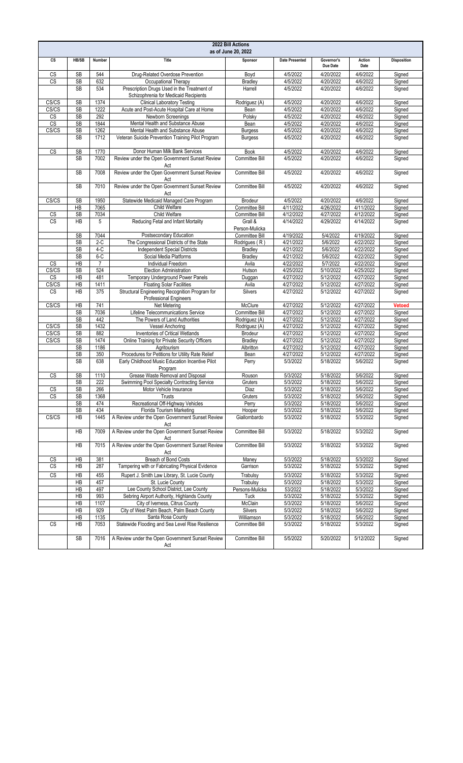| 2022 Bill Actions as of June 20, 2022 | | | | | | | | |
|---|---|---|---|---|---|---|---|---|
| CS | HB/SB | Number | Title | Sponsor | Date Presented | Governor's Due Date | Action Date | Disposition |
| CS | SB | 544 | Drug-Related Overdose Prevention | Boyd | 4/5/2022 | 4/20/2022 | 4/6/2022 | Signed |
| CS | SB | 632 | Occupational Therapy | Bradley | 4/5/2022 | 4/20/2022 | 4/6/2022 | Signed |
| | SB | 534 | Prescription Drugs Used in the Treatment of Schizophrenia for Medicaid Recipients | Harrell | 4/5/2022 | 4/20/2022 | 4/6/2022 | Signed |
| CS/CS | SB | 1374 | Clinical Laboratory Testing | Rodriguez (A) | 4/5/2022 | 4/20/2022 | 4/6/2022 | Signed |
| CS/CS | SB | 1222 | Acute and Post-Acute Hospital Care at Home | Bean | 4/5/2022 | 4/20/2022 | 4/6/2022 | Signed |
| CS | SB | 292 | Newborn Screenings | Polsky | 4/5/2022 | 4/20/2022 | 4/6/2022 | Signed |
| CS | SB | 1844 | Mental Health and Substance Abuse | Bean | 4/5/2022 | 4/20/2022 | 4/6/2022 | Signed |
| CS/CS | SB | 1262 | Mental Health and Substance Abuse | Burgess | 4/5/2022 | 4/20/2022 | 4/6/2022 | Signed |
| | SB | 1712 | Veteran Suicide Prevention Training Pilot Program | Burgess | 4/5/2022 | 4/20/2022 | 4/6/2022 | Signed |
| CS | SB | 1770 | Donor Human Milk Bank Services | Book | 4/5/2022 | 4/20/2022 | 4/6/2022 | Signed |
| | SB | 7002 | Review under the Open Government Sunset Review Act | Committee Bill | 4/5/2022 | 4/20/2022 | 4/6/2022 | Signed |
| | SB | 7008 | Review under the Open Government Sunset Review Act | Committee Bill | 4/5/2022 | 4/20/2022 | 4/6/2022 | Signed |
| | SB | 7010 | Review under the Open Government Sunset Review Act | Committee Bill | 4/5/2022 | 4/20/2022 | 4/6/2022 | Signed |
| CS/CS | SB | 1950 | Statewide Medicaid Managed Care Program | Brodeur | 4/5/2022 | 4/20/2022 | 4/6/2022 | Signed |
| | HB | 7065 | Child Welfare | Committee Bill | 4/11/2022 | 4/26/2022 | 4/11/2022 | Signed |
| CS | SB | 7034 | Child Welfare | Committee Bill | 4/12/2022 | 4/27/2022 | 4/12/2022 | Signed |
| CS | HB | 5 | Reducing Fetal and Infant Mortality | Grall & Person-Mulicka | 4/14/2022 | 4/29/2022 | 4/14/2022 | Signed |
| | SB | 7044 | Postsecondary Education | Committee Bill | 4/19/2022 | 5/4/2022 | 4/19/2022 | Signed |
| | SB | 2-C | The Congressional Districts of the State | Rodrigues ( R ) | 4/21/2022 | 5/6/2022 | 4/22/2022 | Signed |
| | SB | 4-C | Independent Special Districts | Bradley | 4/21/2022 | 5/6/2022 | 4/22/2022 | Signed |
| | SB | 6-C | Social Media Platforms | Bradley | 4/21/2022 | 5/6/2022 | 4/22/2022 | Signed |
| CS | HB | 7 | Individual Freedom | Avila | 4/22/2022 | 5/7/2022 | 4/22/2022 | Signed |
| CS/CS | SB | 524 | Election Administration | Hutson | 4/25/2022 | 5/10/2022 | 4/25/2022 | Signed |
| CS | HB | 481 | Temporary Underground Power Panels | Duggan | 4/27/2022 | 5/12/2022 | 4/27/2022 | Signed |
| CS/CS | HB | 1411 | Floating Solar Facilities | Avila | 4/27/2022 | 5/12/2022 | 4/27/2022 | Signed |
| CS | HB | 375 | Structural Engineering Recognition Program for Professional Engineers | Silvers | 4/27/2022 | 5/12/2022 | 4/27/2022 | Signed |
| CS/CS | HB | 741 | Net Metering | McClure | 4/27/2022 | 5/12/2022 | 4/27/2022 | **Vetoed** |
| | SB | 7036 | Lifeline Telecommunications Service | Committee Bill | 4/27/2022 | 5/12/2022 | 4/27/2022 | Signed |
| | SB | 442 | The Powers of Land Authorities | Rodriguez (A) | 4/27/2022 | 5/12/2022 | 4/27/2022 | Signed |
| CS/CS | SB | 1432 | Vessel Anchoring | Rodriguez (A) | 4/27/2022 | 5/12/2022 | 4/27/2022 | Signed |
| CS/CS | SB | 882 | Inventories of Critical Wetlands | Brodeur | 4/27/2022 | 5/12/2022 | 4/27/2022 | Signed |
| CS/CS | SB | 1474 | Online Training for Private Security Officers | Bradley | 4/27/2022 | 5/12/2022 | 4/27/2022 | Signed |
| | SB | 1186 | Agritourism | Albritton | 4/27/2022 | 5/12/2022 | 4/27/2022 | Signed |
| | SB | 350 | Procedures for Petitions for Utility Rate Relief | Bean | 4/27/2022 | 5/12/2022 | 4/27/2022 | Signed |
| | SB | 638 | Early Childhood Music Education Incentive Pilot Program | Perry | 5/3/2022 | 5/18/2022 | 5/6/2022 | Signed |
| CS | SB | 1110 | Grease Waste Removal and Disposal | Rouson | 5/3/2022 | 5/18/2022 | 5/6/2022 | Signed |
| | SB | 222 | Swimming Pool Specialty Contracting Service | Gruters | 5/3/2022 | 5/18/2022 | 5/6/2022 | Signed |
| CS | SB | 266 | Motor Vehicle Insurance | Diaz | 5/3/2022 | 5/18/2022 | 5/6/2022 | Signed |
| CS | SB | 1368 | Trusts | Gruters | 5/3/2022 | 5/18/2022 | 5/6/2022 | Signed |
| | SB | 474 | Recreational Off-Highway Vehicles | Perry | 5/3/2022 | 5/18/2022 | 5/6/2022 | Signed |
| | SB | 434 | Florida Tourism Marketing | Hooper | 5/3/2022 | 5/18/2022 | 5/6/2022 | Signed |
| CS/CS | HB | 1445 | A Review under the Open Government Sunset Review Act | Giallombardo | 5/3/2022 | 5/18/2022 | 5/3/2022 | Signed |
| | HB | 7009 | A Review under the Open Government Sunset Review Act | Committee Bill | 5/3/2022 | 5/18/2022 | 5/3/2022 | Signed |
| | HB | 7015 | A Review under the Open Government Sunset Review Act | Committee Bill | 5/3/2022 | 5/18/2022 | 5/3/2022 | Signed |
| CS | HB | 381 | Breach of Bond Costs | Maney | 5/3/2022 | 5/18/2022 | 5/3/2022 | Signed |
| CS | HB | 287 | Tampering with or Fabricating Physical Evidence | Garrison | 5/3/2022 | 5/18/2022 | 5/3/2022 | Signed |
| CS | HB | 455 | Rupert J. Smith Law Library, St. Lucie County | Trabulsy | 5/3/2022 | 5/18/2022 | 5/3/2022 | Signed |
| | HB | 457 | St. Lucie County | Trabulsy | 5/3/2022 | 5/18/2022 | 5/3/2022 | Signed |
| | HB | 497 | Lee County School District, Lee County | Persons-Mulicka | 53/2022 | 5/18/2022 | 5/3/2022 | Signed |
| | HB | 993 | Sebring Airport Authority, Highlands County | Tuck | 5/3/2022 | 5/18/2022 | 5/3/2022 | Signed |
| | HB | 1107 | City of Iverness, Citrus County | McClain | 5/3/2022 | 5/18/2022 | 5/6/2022 | Signed |
| | HB | 929 | City of West Palm Beach, Palm Beach County | Silvers | 5/3/2022 | 5/18/2022 | 5/6/2022 | Signed |
| | HB | 1135 | Santa Rosa County | Williamson | 5/3/2022 | 5/18/2022 | 5/6/2022 | Signed |
| CS | HB | 7053 | Statewide Flooding and Sea Level Rise Resilience | Committee Bill | 5/3/2022 | 5/18/2022 | 5/3/2022 | Signed |
| | SB | 7016 | A Review under the Open Government Sunset Review Act | Committee Bill | 5/5/2022 | 5/20/2022 | 5/12/2022 | Signed |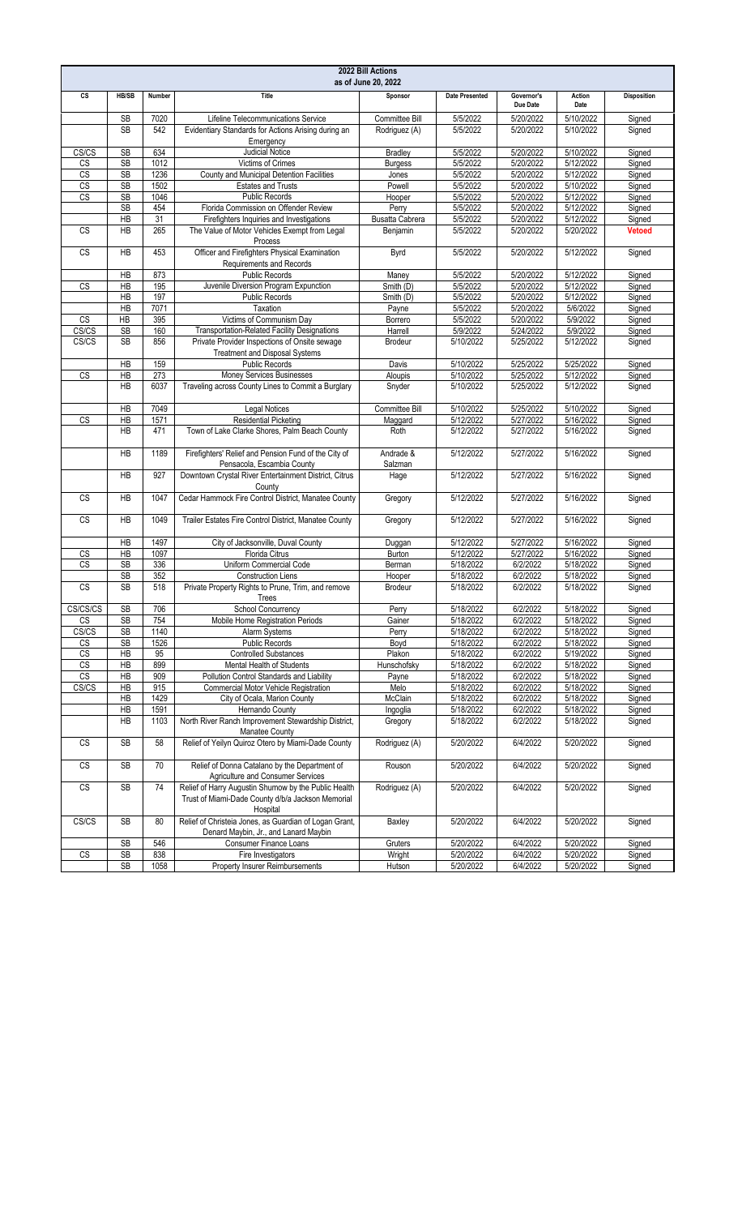# 2022 Bill Actions

## as of June 20, 2022

| CS | HB/SB | Number | Title | Sponsor | Date Presented | Governor's Due Date | Action Date | Disposition |
|---|---|---|---|---|---|---|---|---|
| | SB | 7020 | Lifeline Telecommunications Service | Committee Bill | 5/5/2022 | 5/20/2022 | 5/10/2022 | Signed |
| | SB | 542 | Evidentiary Standards for Actions Arising during an Emergency | Rodriguez (A) | 5/5/2022 | 5/20/2022 | 5/10/2022 | Signed |
| CS/CS | SB | 634 | Judicial Notice | Bradley | 5/5/2022 | 5/20/2022 | 5/10/2022 | Signed |
| CS | SB | 1012 | Victims of Crimes | Burgess | 5/5/2022 | 5/20/2022 | 5/12/2022 | Signed |
| CS | SB | 1236 | County and Municipal Detention Facilities | Jones | 5/5/2022 | 5/20/2022 | 5/12/2022 | Signed |
| CS | SB | 1502 | Estates and Trusts | Powell | 5/5/2022 | 5/20/2022 | 5/10/2022 | Signed |
| CS | SB | 1046 | Public Records | Hooper | 5/5/2022 | 5/20/2022 | 5/12/2022 | Signed |
| | SB | 454 | Florida Commission on Offender Review | Perry | 5/5/2022 | 5/20/2022 | 5/12/2022 | Signed |
| | HB | 31 | Firefighters Inquiries and Investigations | Busatta Cabrera | 5/5/2022 | 5/20/2022 | 5/12/2022 | Signed |
| CS | HB | 265 | The Value of Motor Vehicles Exempt from Legal Process | Benjamin | 5/5/2022 | 5/20/2022 | 5/20/2022 | **Vetoed** |
| CS | HB | 453 | Officer and Firefighters Physical Examination Requirements and Records | Byrd | 5/5/2022 | 5/20/2022 | 5/12/2022 | Signed |
| | HB | 873 | Public Records | Maney | 5/5/2022 | 5/20/2022 | 5/12/2022 | Signed |
| CS | HB | 195 | Juvenile Diversion Program Expunction | Smith (D) | 5/5/2022 | 5/20/2022 | 5/12/2022 | Signed |
| | HB | 197 | Public Records | Smith (D) | 5/5/2022 | 5/20/2022 | 5/12/2022 | Signed |
| | HB | 7071 | Taxation | Payne | 5/5/2022 | 5/20/2022 | 5/6/2022 | Signed |
| CS | HB | 395 | Victims of Communism Day | Borrero | 5/5/2022 | 5/20/2022 | 5/9/2022 | Signed |
| CS/CS | SB | 160 | Transportation-Related Facility Designations | Harrell | 5/9/2022 | 5/24/2022 | 5/9/2022 | Signed |
| CS/CS | SB | 856 | Private Provider Inspections of Onsite sewage Treatment and Disposal Systems | Brodeur | 5/10/2022 | 5/25/2022 | 5/12/2022 | Signed |
| | HB | 159 | Public Records | Davis | 5/10/2022 | 5/25/2022 | 5/25/2022 | Signed |
| CS | HB | 273 | Money Services Businesses | Aloupis | 5/10/2022 | 5/25/2022 | 5/12/2022 | Signed |
| | HB | 6037 | Traveling across County Lines to Commit a Burglary | Snyder | 5/10/2022 | 5/25/2022 | 5/12/2022 | Signed |
| | HB | 7049 | Legal Notices | Committee Bill | 5/10/2022 | 5/25/2022 | 5/10/2022 | Signed |
| CS | HB | 1571 | Residential Picketing | Maggard | 5/12/2022 | 5/27/2022 | 5/16/2022 | Signed |
| | HB | 471 | Town of Lake Clarke Shores, Palm Beach County | Roth | 5/12/2022 | 5/27/2022 | 5/16/2022 | Signed |
| | HB | 1189 | Firefighters' Relief and Pension Fund of the City of Pensacola, Escambia County | Andrade & Salzman | 5/12/2022 | 5/27/2022 | 5/16/2022 | Signed |
| | HB | 927 | Downtown Crystal River Entertainment District, Citrus County | Hage | 5/12/2022 | 5/27/2022 | 5/16/2022 | Signed |
| CS | HB | 1047 | Cedar Hammock Fire Control District, Manatee County | Gregory | 5/12/2022 | 5/27/2022 | 5/16/2022 | Signed |
| CS | HB | 1049 | Trailer Estates Fire Control District, Manatee County | Gregory | 5/12/2022 | 5/27/2022 | 5/16/2022 | Signed |
| | HB | 1497 | City of Jacksonville, Duval County | Duggan | 5/12/2022 | 5/27/2022 | 5/16/2022 | Signed |
| CS | HB | 1097 | Florida Citrus | Burton | 5/12/2022 | 5/27/2022 | 5/16/2022 | Signed |
| CS | SB | 336 | Uniform Commercial Code | Berman | 5/18/2022 | 6/2/2022 | 5/18/2022 | Signed |
| | SB | 352 | Construction Liens | Hooper | 5/18/2022 | 6/2/2022 | 5/18/2022 | Signed |
| CS | SB | 518 | Private Property Rights to Prune, Trim, and remove Trees | Brodeur | 5/18/2022 | 6/2/2022 | 5/18/2022 | Signed |
| CS/CS/CS | SB | 706 | School Concurrency | Perry | 5/18/2022 | 6/2/2022 | 5/18/2022 | Signed |
| CS | SB | 754 | Mobile Home Registration Periods | Gainer | 5/18/2022 | 6/2/2022 | 5/18/2022 | Signed |
| CS/CS | SB | 1140 | Alarm Systems | Perry | 5/18/2022 | 6/2/2022 | 5/18/2022 | Signed |
| CS | SB | 1526 | Public Records | Boyd | 5/18/2022 | 6/2/2022 | 5/18/2022 | Signed |
| CS | HB | 95 | Controlled Substances | Plakon | 5/18/2022 | 6/2/2022 | 5/19/2022 | Signed |
| CS | HB | 899 | Mental Health of Students | Hunschofsky | 5/18/2022 | 6/2/2022 | 5/18/2022 | Signed |
| CS | HB | 909 | Pollution Control Standards and Liability | Payne | 5/18/2022 | 6/2/2022 | 5/18/2022 | Signed |
| CS/CS | HB | 915 | Commercial Motor Vehicle Registration | Melo | 5/18/2022 | 6/2/2022 | 5/18/2022 | Signed |
| | HB | 1429 | City of Ocala, Marion County | McClain | 5/18/2022 | 6/2/2022 | 5/18/2022 | Signed |
| | HB | 1591 | Hernando County | Ingoglia | 5/18/2022 | 6/2/2022 | 5/18/2022 | Signed |
| | HB | 1103 | North River Ranch Improvement Stewardship District, Manatee County | Gregory | 5/18/2022 | 6/2/2022 | 5/18/2022 | Signed |
| CS | SB | 58 | Relief of Yeilyn Quiroz Otero by Miami-Dade County | Rodriguez (A) | 5/20/2022 | 6/4/2022 | 5/20/2022 | Signed |
| CS | SB | 70 | Relief of Donna Catalano by the Department of Agriculture and Consumer Services | Rouson | 5/20/2022 | 6/4/2022 | 5/20/2022 | Signed |
| CS | SB | 74 | Relief of Harry Augustin Shumow by the Public Health Trust of Miami-Dade County d/b/a Jackson Memorial Hospital | Rodriguez (A) | 5/20/2022 | 6/4/2022 | 5/20/2022 | Signed |
| CS/CS | SB | 80 | Relief of Christeia Jones, as Guardian of Logan Grant, Denard Maybin, Jr., and Lanard Maybin | Baxley | 5/20/2022 | 6/4/2022 | 5/20/2022 | Signed |
| | SB | 546 | Consumer Finance Loans | Gruters | 5/20/2022 | 6/4/2022 | 5/20/2022 | Signed |
| CS | SB | 838 | Fire Investigators | Wright | 5/20/2022 | 6/4/2022 | 5/20/2022 | Signed |
| | SB | 1058 | Property Insurer Reimbursements | Hutson | 5/20/2022 | 6/4/2022 | 5/20/2022 | Signed |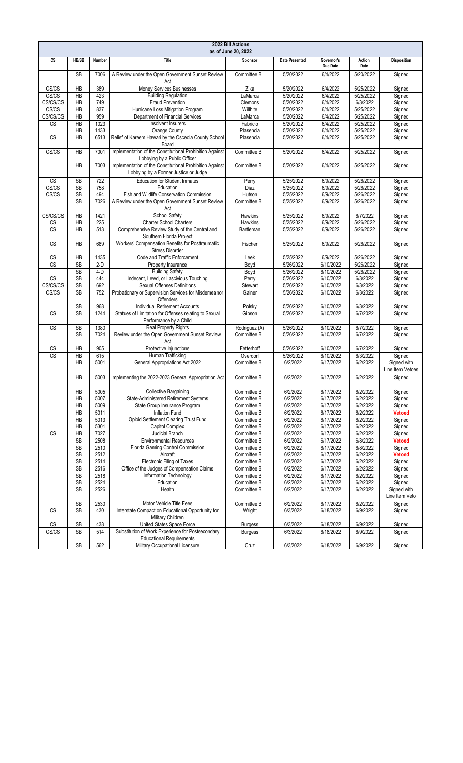## 2022 Bill Actions
### as of June 20, 2022

| CS | HB/SB | Number | Title | Sponsor | Date Presented | Governor's Due Date | Action Date | Disposition |
|---|---|---|---|---|---|---|---|---|
| | SB | 7006 | A Review under the Open Government Sunset Review Act | Committee Bill | 5/20/2022 | 6/4/2022 | 5/20/2022 | Signed |
| CS/CS | HB | 389 | Money Services Businesses | Zika | 5/20/2022 | 6/4/2022 | 5/25/2022 | Signed |
| CS/CS | HB | 423 | Building Regulation | LaMarca | 5/20/2022 | 6/4/2022 | 5/25/2022 | Signed |
| CS/CS/CS | HB | 749 | Fraud Prevention | Clemons | 5/20/2022 | 6/4/2022 | 6/3/2022 | Signed |
| CS/CS | HB | 837 | Hurricane Loss Mitigation Program | Willhite | 5/20/2022 | 6/4/2022 | 5/25/2022 | Signed |
| CS/CS/CS | HB | 959 | Department of Financial Services | LaMarca | 5/20/2022 | 6/4/2022 | 5/25/2022 | Signed |
| CS | HB | 1023 | Insolvent Insurers | Fabricio | 5/20/2022 | 6/4/2022 | 5/25/2022 | Signed |
| | HB | 1433 | Orange County | Plasencia | 5/20/2022 | 6/4/2022 | 5/25/2022 | Signed |
| CS | HB | 6513 | Relief of Kareem Hawari by the Osceola County School Board | Plasencia | 5/20/2022 | 6/4/2022 | 5/25/2022 | Signed |
| CS/CS | HB | 7001 | Implementation of the Constitutional Prohibition Against Lobbying by a Public Officer | Committee Bill | 5/20/2022 | 6/4/2022 | 5/25/2022 | Signed |
| | HB | 7003 | Implementation of the Constitutional Prohibition Against Lobbying by a Former Justice or Judge | Committee Bill | 5/20/2022 | 6/4/2022 | 5/25/2022 | Signed |
| CS | SB | 722 | Education for Student Inmates | Perry | 5/25/2022 | 6/9/2022 | 5/26/2022 | Signed |
| CS/CS | SB | 758 | Education | Diaz | 5/25/2022 | 6/9/2022 | 5/26/2022 | Signed |
| CS/CS | SB | 494 | Fish and Wildlife Conservation Commission | Hutson | 5/25/2022 | 6/9/2022 | 5/26/2022 | Signed |
| | SB | 7026 | A Review under the Open Government Sunset Review Act | Committee Bill | 5/25/2022 | 6/9/2022 | 5/26/2022 | Signed |
| CS/CS/CS | HB | 1421 | School Safety | Hawkins | 5/25/2022 | 6/9/2022 | 6/7/2022 | Signed |
| CS | HB | 225 | Charter School Charters | Hawkins | 5/25/2022 | 6/9/2022 | 5/26/2022 | Signed |
| CS | HB | 513 | Comprehensive Review Study of the Central and Southern Florida Project | Bartleman | 5/25/2022 | 6/9/2022 | 5/26/2022 | Signed |
| CS | HB | 689 | Workers' Compensation Benefits for Posttraumatic Stress Disorder | Fischer | 5/25/2022 | 6/9/2022 | 5/26/2022 | Signed |
| CS | HB | 1435 | Code and Traffic Enforcement | Leek | 5/25/2022 | 6/9/2022 | 5/26/2022 | Signed |
| CS | SB | 2-D | Property Insurance | Boyd | 5/26/2022 | 6/10/2022 | 5/26/2022 | Signed |
| | SB | 4-D | Building Safety | Boyd | 5/26/2022 | 6/10/2022 | 5/26/2022 | Signed |
| CS | SB | 444 | Indecent, Lewd, or Lascivious Touching | Perry | 5/26/2022 | 6/10/2022 | 6/3/2022 | Signed |
| CS/CS/CS | SB | 692 | Sexual Offenses Definitions | Stewart | 5/26/2022 | 6/10/2022 | 6/3/2022 | Signed |
| CS/CS | SB | 752 | Probationary or Supervision Services for Misdemeanor Offenders | Gainer | 5/26/2022 | 6/10/2022 | 6/3/2022 | Signed |
| | SB | 968 | Individual Retirement Accounts | Polsky | 5/26/2022 | 6/10/2022 | 6/3/2022 | Signed |
| CS | SB | 1244 | Statues of Limitation for Offenses relating to Sexual Performance by a Child | Gibson | 5/26/2022 | 6/10/2022 | 6/7/2022 | Signed |
| CS | SB | 1380 | Real Property Rights | Rodriguez (A) | 5/26/2022 | 6/10/2022 | 6/7/2022 | Signed |
| | SB | 7024 | Review under the Open Government Sunset Review Act | Committee Bill | 5/26/2022 | 6/10/2022 | 6/7/2022 | Signed |
| CS | HB | 905 | Protective Injunctions | Fetterhoff | 5/26/2022 | 6/10/2022 | 6/7/2022 | Signed |
| CS | HB | 615 | Human Trafficking | Overdorf | 5/26/2022 | 6/10/2022 | 6/3/2022 | Signed |
| | HB | 5001 | General Appropriations Act 2022 | Committee Bill | 6/2/2022 | 6/17/2022 | 6/2/2022 | Signed with Line Item Vetoes |
| | HB | 5003 | Implementing the 2022-2023 General Appropriation Act | Committee Bill | 6/2/2022 | 6/17/2022 | 6/2/2022 | Signed |
| | HB | 5005 | Collective Bargaining | Committee Bill | 6/2/2022 | 6/17/2022 | 6/2/2022 | Signed |
| | HB | 5007 | State-Administered Retirement Systems | Committee Bill | 6/2/2022 | 6/17/2022 | 6/2/2022 | Signed |
| | HB | 5009 | State Group Insurance Program | Committee Bill | 6/2/2022 | 6/17/2022 | 6/2/2022 | Signed |
| | HB | 5011 | Inflation Fund | Committee Bill | 6/2/2022 | 6/17/2022 | 6/2/2022 | **Vetoed** |
| | HB | 5013 | Opioid Settlement Clearing Trust Fund | Committee Bill | 6/2/2022 | 6/17/2022 | 6/2/2022 | Signed |
| | HB | 5301 | Capitol Complex | Committee Bill | 6/2/2022 | 6/17/2022 | 6/2/2022 | Signed |
| CS | HB | 7027 | Judicial Branch | Committee Bill | 6/2/2022 | 6/17/2022 | 6/2/2022 | Signed |
| | SB | 2508 | Environmental Resources | Committee Bill | 6/2/2022 | 6/17/2022 | 6/8/2022 | **Vetoed** |
| | SB | 2510 | Florida Gaming Control Commission | Committee Bill | 6/2/2022 | 6/17/2022 | 6/8/2022 | Signed |
| | SB | 2512 | Aircraft | Committee Bill | 6/2/2022 | 6/17/2022 | 6/2/2022 | **Vetoed** |
| | SB | 2514 | Electronic Filing of Taxes | Committee Bill | 6/2/2022 | 6/17/2022 | 6/2/2022 | Signed |
| | SB | 2516 | Office of the Judges of Compensation Claims | Committee Bill | 6/2/2022 | 6/17/2022 | 6/2/2022 | Signed |
| | SB | 2518 | Information Technology | Committee Bill | 6/2/2022 | 6/17/2022 | 6/2/2022 | Signed |
| | SB | 2524 | Education | Committee Bill | 6/2/2022 | 6/17/2022 | 6/2/2022 | Signed |
| | SB | 2526 | Health | Committee Bill | 6/2/2022 | 6/17/2022 | 6/2/2022 | Signed with Line Item Veto |
| | SB | 2530 | Motor Vehicle Title Fees | Committee Bill | 6/2/2022 | 6/17/2022 | 6/2/2022 | Signed |
| CS | SB | 430 | Interstate Compact on Educational Opportunity for Military Children | Wright | 6/3/2022 | 6/18/2022 | 6/9/2022 | Signed |
| CS | SB | 438 | United States Space Force | Burgess | 6/3/2022 | 6/18/2022 | 6/9/2022 | Signed |
| CS/CS | SB | 514 | Substitution of Work Experience for Postsecondary Educational Requirements | Burgess | 6/3/2022 | 6/18/2022 | 6/9/2022 | Signed |
| | SB | 562 | Military Occupational Licensure | Cruz | 6/3/2022 | 6/18/2022 | 6/9/2022 | Signed |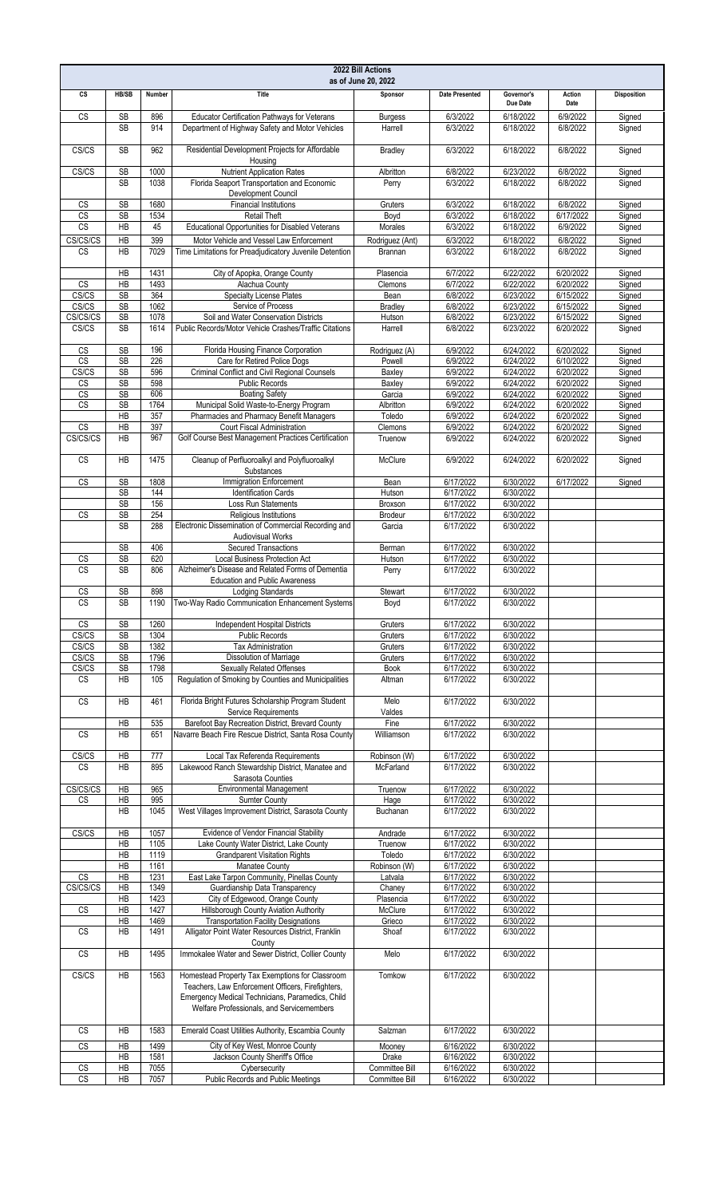# 2022 Bill Actions

as of June 20, 2022

| CS | HB/SB | Number | Title | Sponsor | Date Presented | Governor's Due Date | Action Date | Disposition |
|---|---|---|---|---|---|---|---|---|
| CS | SB | 896 | Educator Certification Pathways for Veterans | Burgess | 6/3/2022 | 6/18/2022 | 6/9/2022 | Signed |
| | SB | 914 | Department of Highway Safety and Motor Vehicles | Harrell | 6/3/2022 | 6/18/2022 | 6/8/2022 | Signed |
| CS/CS | SB | 962 | Residential Development Projects for Affordable Housing | Bradley | 6/3/2022 | 6/18/2022 | 6/8/2022 | Signed |
| CS/CS | SB | 1000 | Nutrient Application Rates | Albritton | 6/8/2022 | 6/23/2022 | 6/8/2022 | Signed |
| | SB | 1038 | Florida Seaport Transportation and Economic Development Council | Perry | 6/3/2022 | 6/18/2022 | 6/8/2022 | Signed |
| CS | SB | 1680 | Financial Institutions | Gruters | 6/3/2022 | 6/18/2022 | 6/8/2022 | Signed |
| CS | SB | 1534 | Retail Theft | Boyd | 6/3/2022 | 6/18/2022 | 6/17/2022 | Signed |
| CS | HB | 45 | Educational Opportunities for Disabled Veterans | Morales | 6/3/2022 | 6/18/2022 | 6/9/2022 | Signed |
| CS/CS/CS | HB | 399 | Motor Vehicle and Vessel Law Enforcement | Rodriguez (Ant) | 6/3/2022 | 6/18/2022 | 6/8/2022 | Signed |
| CS | HB | 7029 | Time Limitations for Preadjudicatory Juvenile Detention | Brannan | 6/3/2022 | 6/18/2022 | 6/8/2022 | Signed |
| | HB | 1431 | City of Apopka, Orange County | Plasencia | 6/7/2022 | 6/22/2022 | 6/20/2022 | Signed |
| CS | HB | 1493 | Alachua County | Clemons | 6/7/2022 | 6/22/2022 | 6/20/2022 | Signed |
| CS/CS | SB | 364 | Specialty License Plates | Bean | 6/8/2022 | 6/23/2022 | 6/15/2022 | Signed |
| CS/CS | SB | 1062 | Service of Process | Bradley | 6/8/2022 | 6/23/2022 | 6/15/2022 | Signed |
| CS/CS/CS | SB | 1078 | Soil and Water Conservation Districts | Hutson | 6/8/2022 | 6/23/2022 | 6/15/2022 | Signed |
| CS/CS | SB | 1614 | Public Records/Motor Vehicle Crashes/Traffic Citations | Harrell | 6/8/2022 | 6/23/2022 | 6/20/2022 | Signed |
| CS | SB | 196 | Florida Housing Finance Corporation | Rodriguez (A) | 6/9/2022 | 6/24/2022 | 6/20/2022 | Signed |
| CS | SB | 226 | Care for Retired Police Dogs | Powell | 6/9/2022 | 6/24/2022 | 6/10/2022 | Signed |
| CS/CS | SB | 596 | Criminal Conflict and Civil Regional Counsels | Baxley | 6/9/2022 | 6/24/2022 | 6/20/2022 | Signed |
| CS | SB | 598 | Public Records | Baxley | 6/9/2022 | 6/24/2022 | 6/20/2022 | Signed |
| CS | SB | 606 | Boating Safety | Garcia | 6/9/2022 | 6/24/2022 | 6/20/2022 | Signed |
| CS | SB | 1764 | Municipal Solid Waste-to-Energy Program | Albritton | 6/9/2022 | 6/24/2022 | 6/20/2022 | Signed |
| | HB | 357 | Pharmacies and Pharmacy Benefit Managers | Toledo | 6/9/2022 | 6/24/2022 | 6/20/2022 | Signed |
| CS | HB | 397 | Court Fiscal Administration | Clemons | 6/9/2022 | 6/24/2022 | 6/20/2022 | Signed |
| CS/CS/CS | HB | 967 | Golf Course Best Management Practices Certification | Truenow | 6/9/2022 | 6/24/2022 | 6/20/2022 | Signed |
| CS | HB | 1475 | Cleanup of Perfluoroalkyl and Polyfluoroalkyl Substances | McClure | 6/9/2022 | 6/24/2022 | 6/20/2022 | Signed |
| CS | SB | 1808 | Immigration Enforcement | Bean | 6/17/2022 | 6/30/2022 | 6/17/2022 | Signed |
| | SB | 144 | Identification Cards | Hutson | 6/17/2022 | 6/30/2022 | | |
| | SB | 156 | Loss Run Statements | Broxson | 6/17/2022 | 6/30/2022 | | |
| CS | SB | 254 | Religious Institutions | Brodeur | 6/17/2022 | 6/30/2022 | | |
| | SB | 288 | Electronic Dissemination of Commercial Recording and Audiovisual Works | Garcia | 6/17/2022 | 6/30/2022 | | |
| | SB | 406 | Secured Transactions | Berman | 6/17/2022 | 6/30/2022 | | |
| CS | SB | 620 | Local Business Protection Act | Hutson | 6/17/2022 | 6/30/2022 | | |
| CS | SB | 806 | Alzheimer's Disease and Related Forms of Dementia Education and Public Awareness | Perry | 6/17/2022 | 6/30/2022 | | |
| CS | SB | 898 | Lodging Standards | Stewart | 6/17/2022 | 6/30/2022 | | |
| CS | SB | 1190 | Two-Way Radio Communication Enhancement Systems | Boyd | 6/17/2022 | 6/30/2022 | | |
| CS | SB | 1260 | Independent Hospital Districts | Gruters | 6/17/2022 | 6/30/2022 | | |
| CS/CS | SB | 1304 | Public Records | Gruters | 6/17/2022 | 6/30/2022 | | |
| CS/CS | SB | 1382 | Tax Administration | Gruters | 6/17/2022 | 6/30/2022 | | |
| CS/CS | SB | 1796 | Dissolution of Marriage | Gruters | 6/17/2022 | 6/30/2022 | | |
| CS/CS | SB | 1798 | Sexually Related Offenses | Book | 6/17/2022 | 6/30/2022 | | |
| CS | HB | 105 | Regulation of Smoking by Counties and Municipalities | Altman | 6/17/2022 | 6/30/2022 | | |
| CS | HB | 461 | Florida Bright Futures Scholarship Program Student Service Requirements | Melo Valdes | 6/17/2022 | 6/30/2022 | | |
| | HB | 535 | Barefoot Bay Recreation District, Brevard County | Fine | 6/17/2022 | 6/30/2022 | | |
| CS | HB | 651 | Navarre Beach Fire Rescue District, Santa Rosa County | Williamson | 6/17/2022 | 6/30/2022 | | |
| CS/CS | HB | 777 | Local Tax Referenda Requirements | Robinson (W) | 6/17/2022 | 6/30/2022 | | |
| CS | HB | 895 | Lakewood Ranch Stewardship District, Manatee and Sarasota Counties | McFarland | 6/17/2022 | 6/30/2022 | | |
| CS/CS/CS | HB | 965 | Environmental Management | Truenow | 6/17/2022 | 6/30/2022 | | |
| CS | HB | 995 | Sumter County | Hage | 6/17/2022 | 6/30/2022 | | |
| | HB | 1045 | West Villages Improvement District, Sarasota County | Buchanan | 6/17/2022 | 6/30/2022 | | |
| CS/CS | HB | 1057 | Evidence of Vendor Financial Stability | Andrade | 6/17/2022 | 6/30/2022 | | |
| | HB | 1105 | Lake County Water District, Lake County | Truenow | 6/17/2022 | 6/30/2022 | | |
| | HB | 1119 | Grandparent Visitation Rights | Toledo | 6/17/2022 | 6/30/2022 | | |
| | HB | 1161 | Manatee County | Robinson (W) | 6/17/2022 | 6/30/2022 | | |
| CS | HB | 1231 | East Lake Tarpon Community, Pinellas County | Latvala | 6/17/2022 | 6/30/2022 | | |
| CS/CS/CS | HB | 1349 | Guardianship Data Transparency | Chaney | 6/17/2022 | 6/30/2022 | | |
| | HB | 1423 | City of Edgewood, Orange County | Plasencia | 6/17/2022 | 6/30/2022 | | |
| CS | HB | 1427 | Hillsborough County Aviation Authority | McClure | 6/17/2022 | 6/30/2022 | | |
| | HB | 1469 | Transportation Facility Designations | Grieco | 6/17/2022 | 6/30/2022 | | |
| CS | HB | 1491 | Alligator Point Water Resources District, Franklin County | Shoaf | 6/17/2022 | 6/30/2022 | | |
| CS | HB | 1495 | Immokalee Water and Sewer District, Collier County | Melo | 6/17/2022 | 6/30/2022 | | |
| CS/CS | HB | 1563 | Homestead Property Tax Exemptions for Classroom Teachers, Law Enforcement Officers, Firefighters, Emergency Medical Technicians, Paramedics, Child Welfare Professionals, and Servicemembers | Tomkow | 6/17/2022 | 6/30/2022 | | |
| CS | HB | 1583 | Emerald Coast Utilities Authority, Escambia County | Salzman | 6/17/2022 | 6/30/2022 | | |
| CS | HB | 1499 | City of Key West, Monroe County | Mooney | 6/16/2022 | 6/30/2022 | | |
| | HB | 1581 | Jackson County Sheriff's Office | Drake | 6/16/2022 | 6/30/2022 | | |
| CS | HB | 7055 | Cybersecurity | Committee Bill | 6/16/2022 | 6/30/2022 | | |
| CS | HB | 7057 | Public Records and Public Meetings | Committee Bill | 6/16/2022 | 6/30/2022 | | |